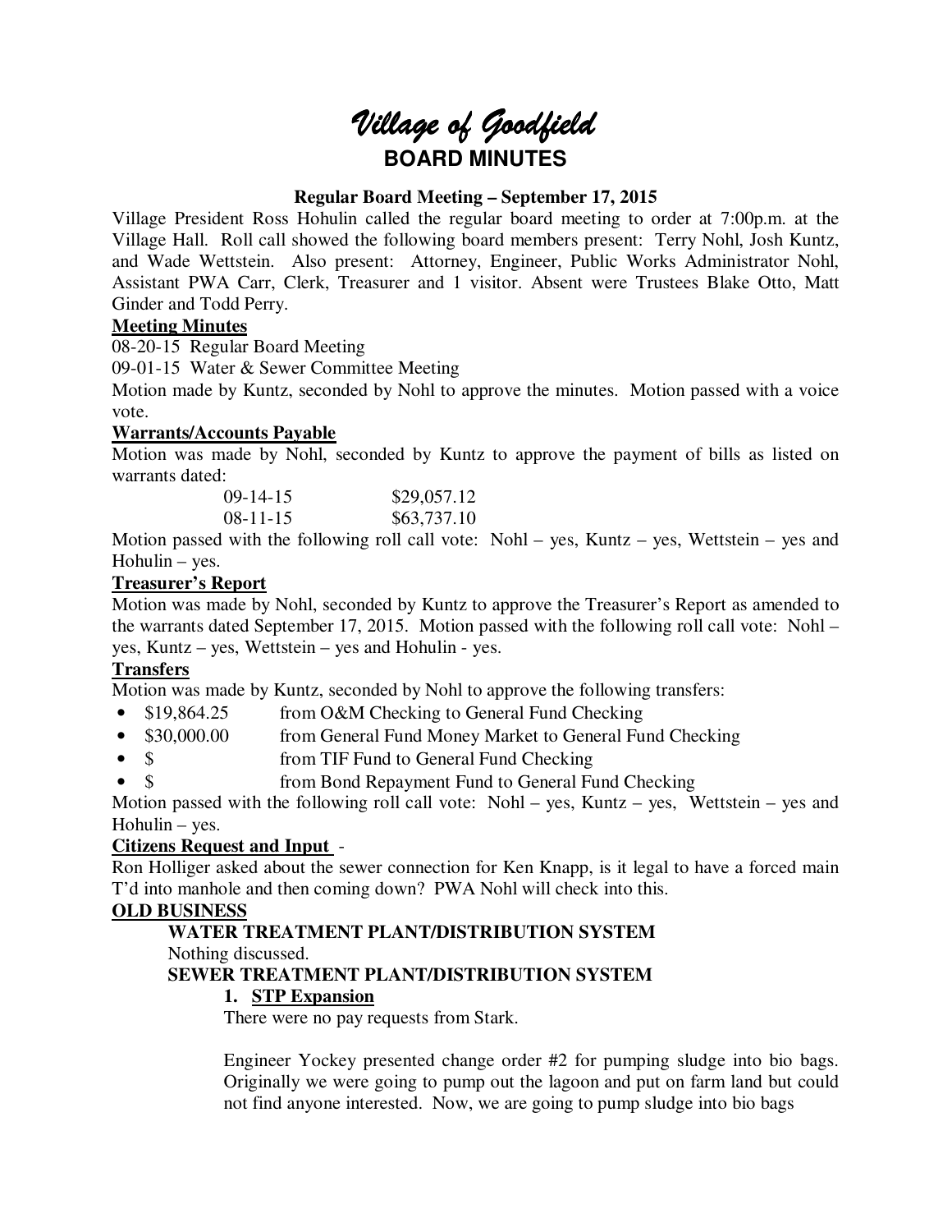# *Village of Goodfield*

## BOARD MINUTES

**Regular Board Meeting – September 17, 2015**

Village President Ross Hohulin called the regular board meeting to order at 7:00p.m. at the Village Hall. Roll call showed the following board members present: Terry Nohl, Josh Kuntz, and Wade Wettstein. Also present: Attorney, Engineer, Public Works Administrator Nohl, Assistant PWA Carr, Clerk, Treasurer and 1 visitor. Absent were Trustees Blake Otto, Matt Ginder and Todd Perry.

**Meeting Minutes**

08-20-15 Regular Board Meeting

09-01-15 Water & Sewer Committee Meeting

Motion made by Kuntz, seconded by Nohl to approve the minutes. Motion passed with a voice vote.

**Warrants/Accounts Payable**

Motion was made by Nohl, seconded by Kuntz to approve the payment of bills as listed on warrants dated:

| | |
|---|---|
| 09-14-15 | $29,057.12 |
| 08-11-15 | $63,737.10 |

Motion passed with the following roll call vote: Nohl – yes, Kuntz – yes, Wettstein – yes and Hohulin – yes.

**Treasurer's Report**

Motion was made by Nohl, seconded by Kuntz to approve the Treasurer's Report as amended to the warrants dated September 17, 2015. Motion passed with the following roll call vote: Nohl – yes, Kuntz – yes, Wettstein – yes and Hohulin - yes.

**Transfers**

Motion was made by Kuntz, seconded by Nohl to approve the following transfers:

- $19,864.25 from O&M Checking to General Fund Checking
- $30,000.00 from General Fund Money Market to General Fund Checking
- $ from TIF Fund to General Fund Checking
- $ from Bond Repayment Fund to General Fund Checking

Motion passed with the following roll call vote: Nohl – yes, Kuntz – yes, Wettstein – yes and Hohulin – yes.

**Citizens Request and Input** -

Ron Holliger asked about the sewer connection for Ken Knapp, is it legal to have a forced main T'd into manhole and then coming down? PWA Nohl will check into this.

**OLD BUSINESS**

**WATER TREATMENT PLANT/DISTRIBUTION SYSTEM**

Nothing discussed.

**SEWER TREATMENT PLANT/DISTRIBUTION SYSTEM**

1. **STP Expansion**

There were no pay requests from Stark.

Engineer Yockey presented change order #2 for pumping sludge into bio bags. Originally we were going to pump out the lagoon and put on farm land but could not find anyone interested. Now, we are going to pump sludge into bio bags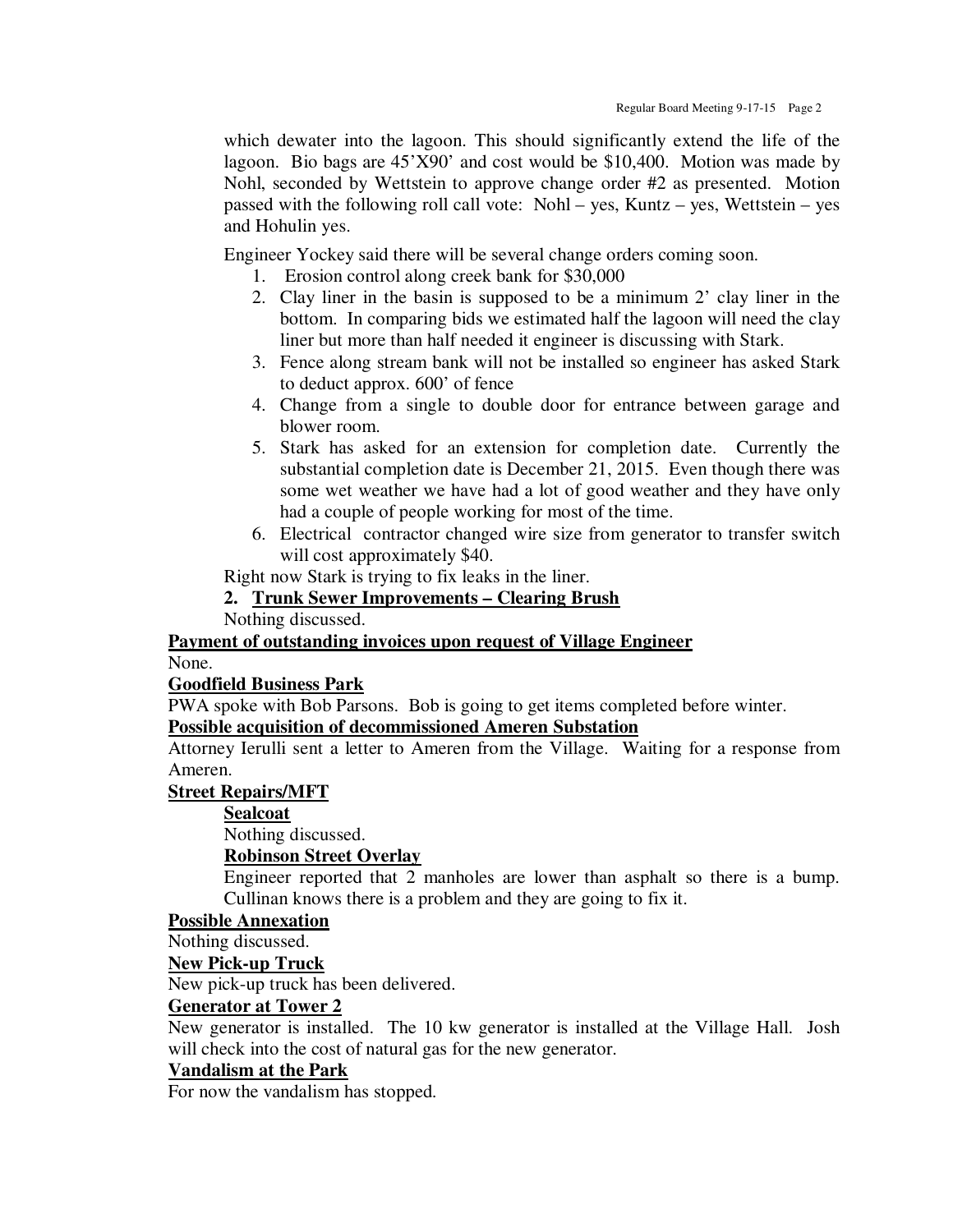which dewater into the lagoon. This should significantly extend the life of the lagoon. Bio bags are 45'X90' and cost would be $10,400. Motion was made by Nohl, seconded by Wettstein to approve change order #2 as presented. Motion passed with the following roll call vote: Nohl – yes, Kuntz – yes, Wettstein – yes and Hohulin yes.

Engineer Yockey said there will be several change orders coming soon.

1. Erosion control along creek bank for $30,000
2. Clay liner in the basin is supposed to be a minimum 2' clay liner in the bottom. In comparing bids we estimated half the lagoon will need the clay liner but more than half needed it engineer is discussing with Stark.
3. Fence along stream bank will not be installed so engineer has asked Stark to deduct approx. 600' of fence
4. Change from a single to double door for entrance between garage and blower room.
5. Stark has asked for an extension for completion date. Currently the substantial completion date is December 21, 2015. Even though there was some wet weather we have had a lot of good weather and they have only had a couple of people working for most of the time.
6. Electrical contractor changed wire size from generator to transfer switch will cost approximately $40.

Right now Stark is trying to fix leaks in the liner.

**2. <u>Trunk Sewer Improvements – Clearing Brush</u>**

Nothing discussed.

**<u>Payment of outstanding invoices upon request of Village Engineer</u>**

None.

**<u>Goodfield Business Park</u>**

PWA spoke with Bob Parsons. Bob is going to get items completed before winter.

**<u>Possible acquisition of decommissioned Ameren Substation</u>**

Attorney Ierulli sent a letter to Ameren from the Village. Waiting for a response from Ameren.

**<u>Street Repairs/MFT</u>**

**<u>Sealcoat</u>**

Nothing discussed.

**<u>Robinson Street Overlay</u>**

Engineer reported that 2 manholes are lower than asphalt so there is a bump. Cullinan knows there is a problem and they are going to fix it.

**<u>Possible Annexation</u>**

Nothing discussed.

**<u>New Pick-up Truck</u>**

New pick-up truck has been delivered.

**<u>Generator at Tower 2</u>**

New generator is installed. The 10 kw generator is installed at the Village Hall. Josh will check into the cost of natural gas for the new generator.

**<u>Vandalism at the Park</u>**

For now the vandalism has stopped.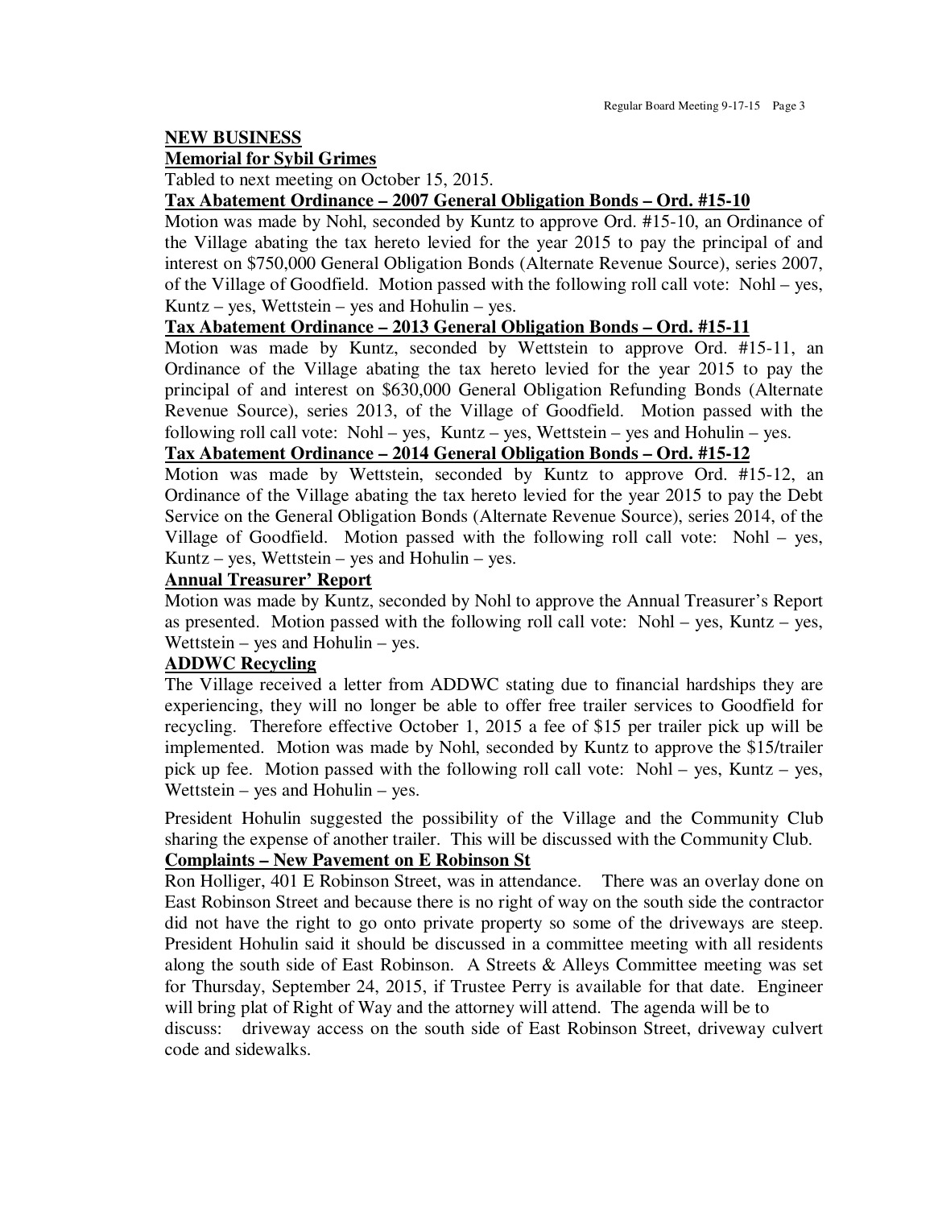**NEW BUSINESS**

**Memorial for Sybil Grimes**

Tabled to next meeting on October 15, 2015.

**Tax Abatement Ordinance – 2007 General Obligation Bonds – Ord. #15-10**

Motion was made by Nohl, seconded by Kuntz to approve Ord. #15-10, an Ordinance of the Village abating the tax hereto levied for the year 2015 to pay the principal of and interest on $750,000 General Obligation Bonds (Alternate Revenue Source), series 2007, of the Village of Goodfield. Motion passed with the following roll call vote: Nohl – yes, Kuntz – yes, Wettstein – yes and Hohulin – yes.

**Tax Abatement Ordinance – 2013 General Obligation Bonds – Ord. #15-11**

Motion was made by Kuntz, seconded by Wettstein to approve Ord. #15-11, an Ordinance of the Village abating the tax hereto levied for the year 2015 to pay the principal of and interest on $630,000 General Obligation Refunding Bonds (Alternate Revenue Source), series 2013, of the Village of Goodfield. Motion passed with the following roll call vote: Nohl – yes, Kuntz – yes, Wettstein – yes and Hohulin – yes.

**Tax Abatement Ordinance – 2014 General Obligation Bonds – Ord. #15-12**

Motion was made by Wettstein, seconded by Kuntz to approve Ord. #15-12, an Ordinance of the Village abating the tax hereto levied for the year 2015 to pay the Debt Service on the General Obligation Bonds (Alternate Revenue Source), series 2014, of the Village of Goodfield. Motion passed with the following roll call vote: Nohl – yes, Kuntz – yes, Wettstein – yes and Hohulin – yes.

**Annual Treasurer' Report**

Motion was made by Kuntz, seconded by Nohl to approve the Annual Treasurer's Report as presented. Motion passed with the following roll call vote: Nohl – yes, Kuntz – yes, Wettstein – yes and Hohulin – yes.

**ADDWC Recycling**

The Village received a letter from ADDWC stating due to financial hardships they are experiencing, they will no longer be able to offer free trailer services to Goodfield for recycling. Therefore effective October 1, 2015 a fee of $15 per trailer pick up will be implemented. Motion was made by Nohl, seconded by Kuntz to approve the $15/trailer pick up fee. Motion passed with the following roll call vote: Nohl – yes, Kuntz – yes, Wettstein – yes and Hohulin – yes.

President Hohulin suggested the possibility of the Village and the Community Club sharing the expense of another trailer. This will be discussed with the Community Club.

**Complaints – New Pavement on E Robinson St**

Ron Holliger, 401 E Robinson Street, was in attendance. There was an overlay done on East Robinson Street and because there is no right of way on the south side the contractor did not have the right to go onto private property so some of the driveways are steep. President Hohulin said it should be discussed in a committee meeting with all residents along the south side of East Robinson. A Streets & Alleys Committee meeting was set for Thursday, September 24, 2015, if Trustee Perry is available for that date. Engineer will bring plat of Right of Way and the attorney will attend. The agenda will be to discuss: driveway access on the south side of East Robinson Street, driveway culvert code and sidewalks.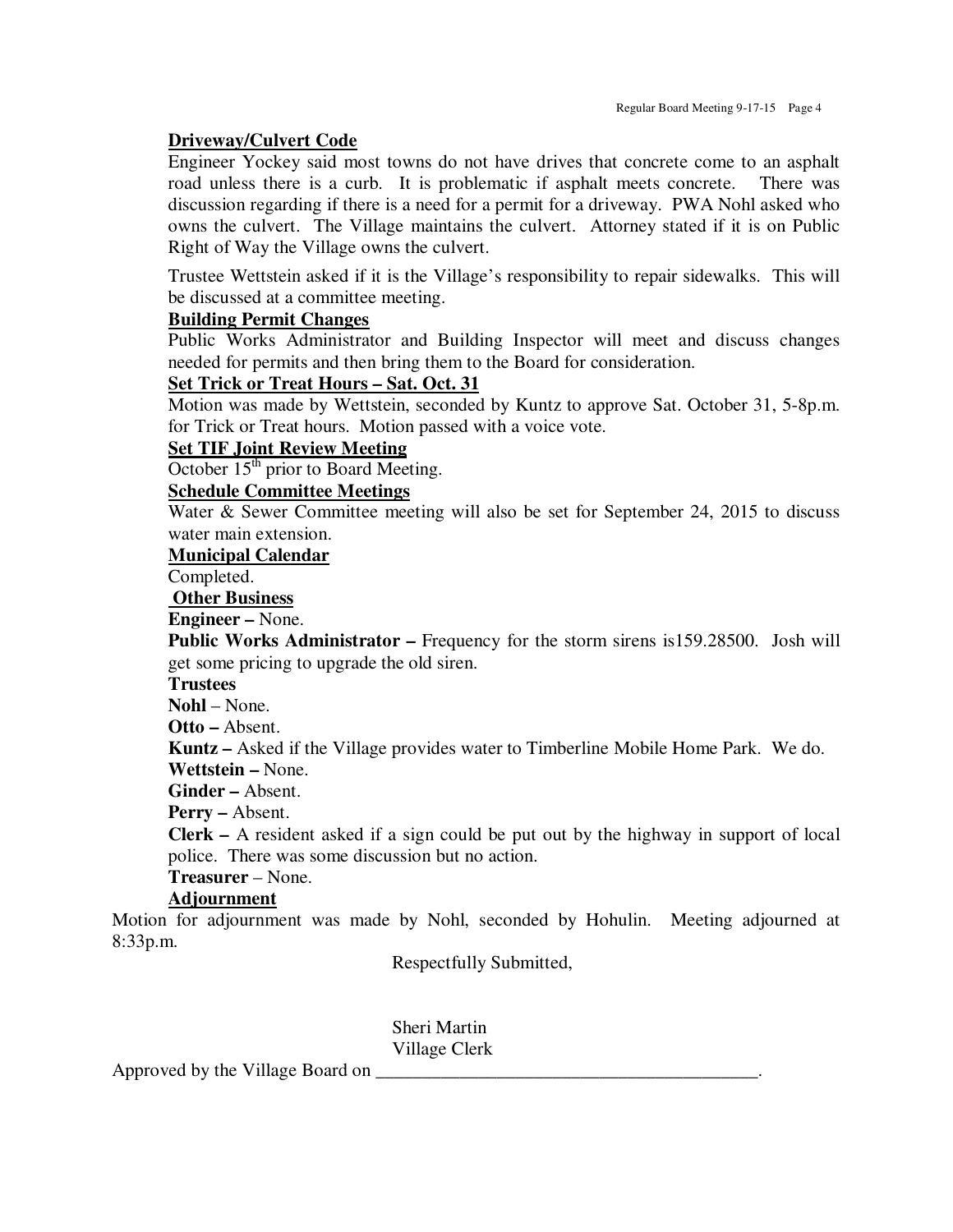**Driveway/Culvert Code**

Engineer Yockey said most towns do not have drives that concrete come to an asphalt road unless there is a curb. It is problematic if asphalt meets concrete. There was discussion regarding if there is a need for a permit for a driveway. PWA Nohl asked who owns the culvert. The Village maintains the culvert. Attorney stated if it is on Public Right of Way the Village owns the culvert.

Trustee Wettstein asked if it is the Village's responsibility to repair sidewalks. This will be discussed at a committee meeting.

**Building Permit Changes**

Public Works Administrator and Building Inspector will meet and discuss changes needed for permits and then bring them to the Board for consideration.

**Set Trick or Treat Hours – Sat. Oct. 31**

Motion was made by Wettstein, seconded by Kuntz to approve Sat. October 31, 5-8p.m. for Trick or Treat hours. Motion passed with a voice vote.

**Set TIF Joint Review Meeting**

October 15th prior to Board Meeting.

**Schedule Committee Meetings**

Water & Sewer Committee meeting will also be set for September 24, 2015 to discuss water main extension.

**Municipal Calendar**

Completed.

**Other Business**

**Engineer –** None.

**Public Works Administrator –** Frequency for the storm sirens is159.28500. Josh will get some pricing to upgrade the old siren.

**Trustees**

**Nohl** – None.

**Otto –** Absent.

**Kuntz –** Asked if the Village provides water to Timberline Mobile Home Park. We do.

**Wettstein –** None.

**Ginder –** Absent.

**Perry –** Absent.

**Clerk –** A resident asked if a sign could be put out by the highway in support of local police. There was some discussion but no action.

**Treasurer** – None.

**Adjournment**

Motion for adjournment was made by Nohl, seconded by Hohulin. Meeting adjourned at 8:33p.m.

Respectfully Submitted,

Sheri Martin
Village Clerk

Approved by the Village Board on ___________________________________________.